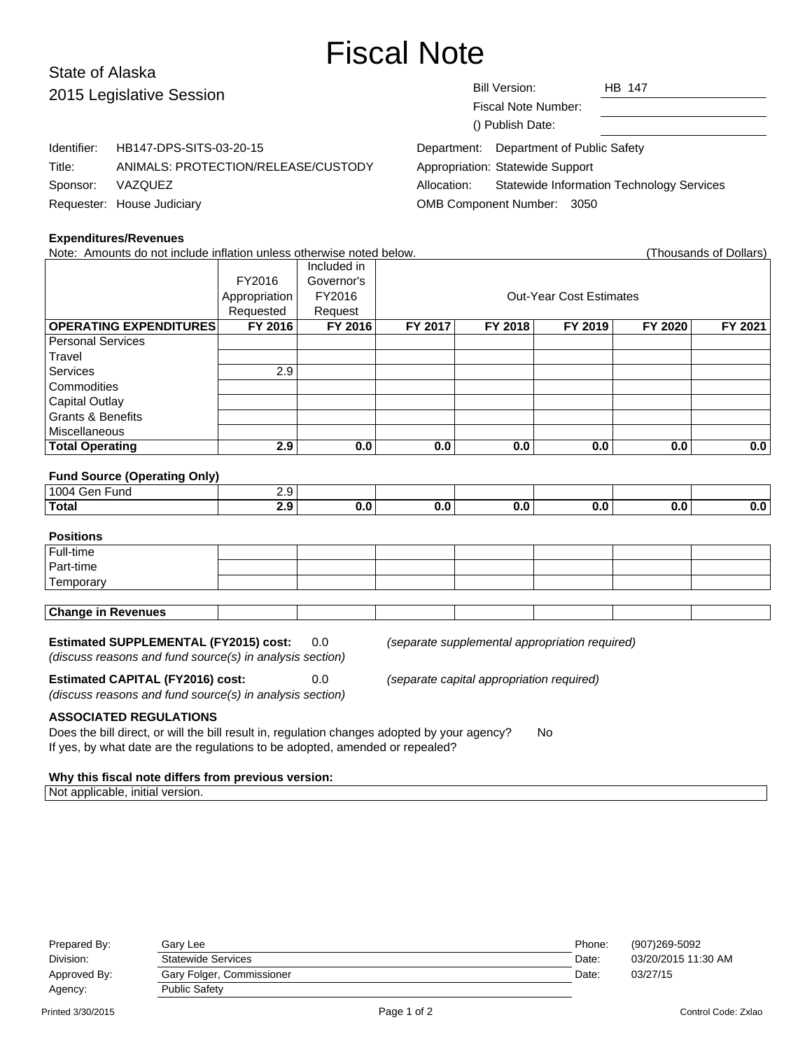# Fiscal Note

State of Alaska
2015 Legislative Session

| | |
|---|---|
| Bill Version: | HB 147 |
| Fiscal Note Number: | |
| () Publish Date: | |

| | | | |
|---|---|---|---|
| Identifier: | HB147-DPS-SITS-03-20-15 | Department: | Department of Public Safety |
| Title: | ANIMALS: PROTECTION/RELEASE/CUSTODY | Appropriation: | Statewide Support |
| Sponsor: | VAZQUEZ | Allocation: | Statewide Information Technology Services |
| Requester: | House Judiciary | OMB Component Number: | 3050 |

**Expenditures/Revenues**

Note: Amounts do not include inflation unless otherwise noted below. (Thousands of Dollars)

| | FY2016 Appropriation Requested | Included in Governor's FY2016 Request | Out-Year Cost Estimates | | | | |
|---|---|---|---|---|---|---|---|
| **OPERATING EXPENDITURES** | **FY 2016** | **FY 2016** | **FY 2017** | **FY 2018** | **FY 2019** | **FY 2020** | **FY 2021** |
| Personal Services | | | | | | | |
| Travel | | | | | | | |
| Services | 2.9 | | | | | | |
| Commodities | | | | | | | |
| Capital Outlay | | | | | | | |
| Grants & Benefits | | | | | | | |
| Miscellaneous | | | | | | | |
| **Total Operating** | **2.9** | **0.0** | **0.0** | **0.0** | **0.0** | **0.0** | **0.0** |

**Fund Source (Operating Only)**

| | | | | | | | |
|---|---|---|---|---|---|---|---|
| 1004 Gen Fund | 2.9 | | | | | | |
| **Total** | **2.9** | **0.0** | **0.0** | **0.0** | **0.0** | **0.0** | **0.0** |

**Positions**

| | | | | | | | |
|---|---|---|---|---|---|---|---|
| Full-time | | | | | | | |
| Part-time | | | | | | | |
| Temporary | | | | | | | |

| | | | | | | | |
|---|---|---|---|---|---|---|---|
| **Change in Revenues** | | | | | | | |

**Estimated SUPPLEMENTAL (FY2015) cost:** 0.0 *(separate supplemental appropriation required)*
*(discuss reasons and fund source(s) in analysis section)*

**Estimated CAPITAL (FY2016) cost:** 0.0 *(separate capital appropriation required)*
*(discuss reasons and fund source(s) in analysis section)*

**ASSOCIATED REGULATIONS**

Does the bill direct, or will the bill result in, regulation changes adopted by your agency? No
If yes, by what date are the regulations to be adopted, amended or repealed?

**Why this fiscal note differs from previous version:**

Not applicable, initial version.

| | | | |
|---|---|---|---|
| Prepared By: | Gary Lee | Phone: | (907)269-5092 |
| Division: | Statewide Services | Date: | 03/20/2015 11:30 AM |
| Approved By: | Gary Folger, Commissioner | Date: | 03/27/15 |
| Agency: | Public Safety | | |

Printed 3/30/2015 Control Code: Zxlao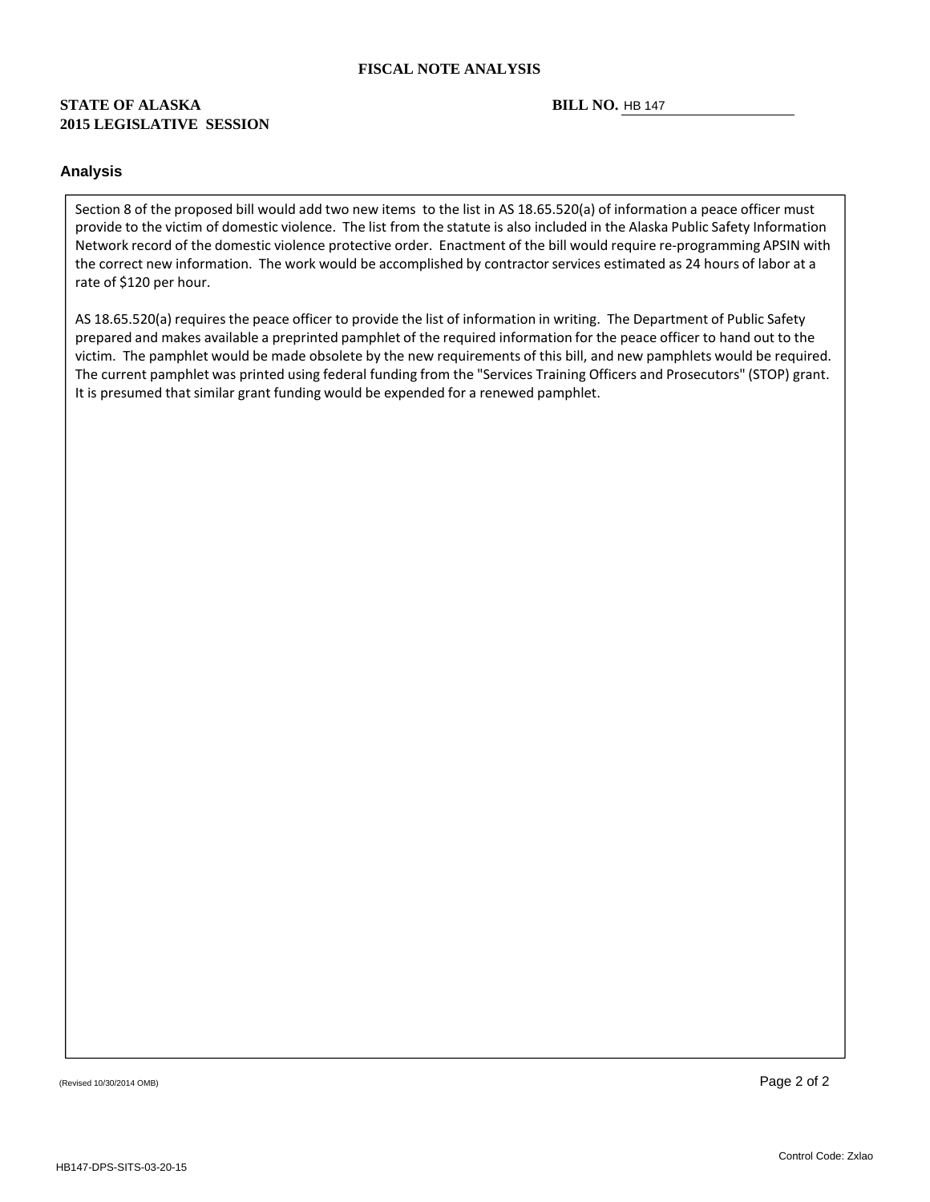**FISCAL NOTE ANALYSIS**

**STATE OF ALASKA**
**2015 LEGISLATIVE SESSION**

**BILL NO.** HB 147

## Analysis

Section 8 of the proposed bill would add two new items to the list in AS 18.65.520(a) of information a peace officer must provide to the victim of domestic violence. The list from the statute is also included in the Alaska Public Safety Information Network record of the domestic violence protective order. Enactment of the bill would require re-programming APSIN with the correct new information. The work would be accomplished by contractor services estimated as 24 hours of labor at a rate of $120 per hour.

AS 18.65.520(a) requires the peace officer to provide the list of information in writing. The Department of Public Safety prepared and makes available a preprinted pamphlet of the required information for the peace officer to hand out to the victim. The pamphlet would be made obsolete by the new requirements of this bill, and new pamphlets would be required. The current pamphlet was printed using federal funding from the "Services Training Officers and Prosecutors" (STOP) grant. It is presumed that similar grant funding would be expended for a renewed pamphlet.

(Revised 10/30/2014 OMB)

HB147-DPS-SITS-03-20-15

Control Code: Zxlao